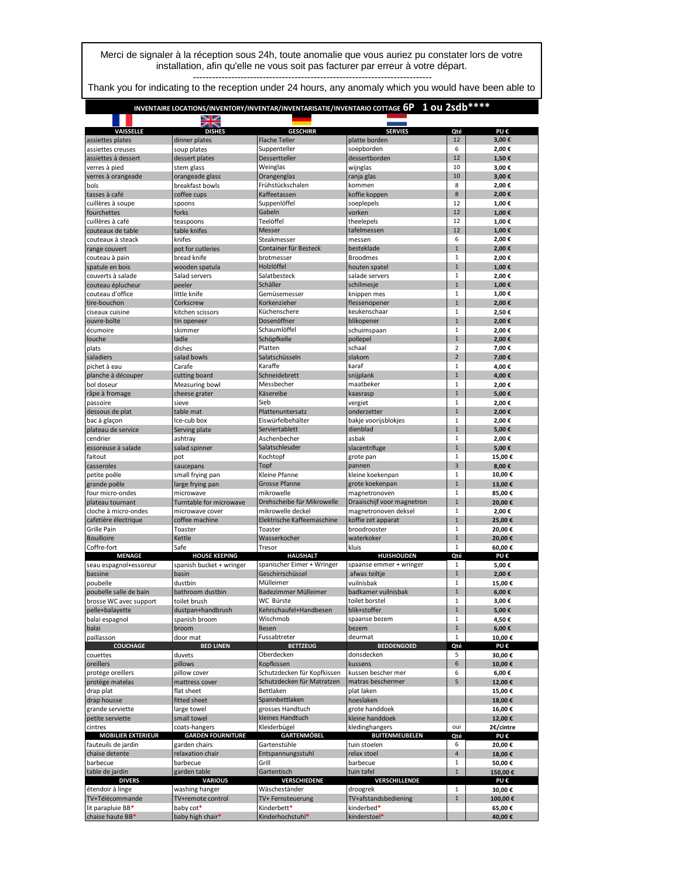Merci de signaler à la réception sous 24h, toute anomalie que vous auriez pu constater lors de votre installation, afin qu'elle ne vous soit pas facturer par erreur à votre départ.

---------------------------------------------------------------------------

Thank you for indicating to the reception under 24 hours, any anomaly which you would have been able to

**INVENTAIRE LOCATIONS/INVENTORY/INVENTAR/INVENTARISATIE/INVENTARIO COTTAGE 6P 1 ou 2sdb\*\*\*\***

| VAISSELLE | DISHES | GESCHIRR | SERVIES | Qté | PU € |
|---|---|---|---|---|---|
| assiettes plates | dinner plates | Flache Teller | platte borden | 12 | 3,00 € |
| assiettes creuses | soup plates | Suppenteller | soepborden | 6 | 2,00 € |
| assiettes à dessert | dessert plates | Dessertteller | dessertborden | 12 | 1,50 € |
| verres à pied | stem glass | Weinglas | wijnglas | 10 | 3,00 € |
| verres à orangeade | orangeade glass | Orangenglas | ranja glas | 10 | 3,00 € |
| bols | breakfast bowls | Frühstückschalen | kommen | 8 | 2,00 € |
| tasses à café | coffee cups | Kaffeetassen | koffie koppen | 8 | 2,00 € |
| cuillères à soupe | spoons | Suppenlöffel | soeplepels | 12 | 1,00 € |
| fourchettes | forks | Gabeln | vorken | 12 | 1,00 € |
| cuillères à café | teaspoons | Teelöffel | theelepels | 12 | 1,00 € |
| couteaux de table | table knifes | Messer | tafelmessen | 12 | 1,00 € |
| couteaux à steack | knifes | Steakmesser | messen | 6 | 2,00 € |
| range couvert | pot for cutleries | Container für Besteck | besteklade | 1 | 2,00 € |
| couteau à pain | bread knife | brotmesser | Broodmes | 1 | 2,00 € |
| spatule en bois | wooden spatula | Holzlöffel | houten spatel | 1 | 1,00 € |
| couverts à salade | Salad servers | Salatbesteck | salade servers | 1 | 2,00 € |
| couteau éplucheur | peeler | Schäller | schilmesje | 1 | 1,00 € |
| couteau d'office | little knife | Gemüsemesser | knippen mes | 1 | 1,00 € |
| tire-bouchon | Corkscrew | Korkenzieher | flessenopener | 1 | 2,00 € |
| ciseaux cuisine | kitchen scissors | Küchenschere | keukenschaar | 1 | 2,50 € |
| ouvre-boîte | tin openeer | Dosenöffner | blikopener | 1 | 2,00 € |
| écumoire | skimmer | Schaumlöffel | schuimspaan | 1 | 2,00 € |
| louche | ladle | Schöpfkelle | pollepel | 1 | 2,00 € |
| plats | dishes | Platten | schaal | 2 | 7,00 € |
| saladiers | salad bowls | Salatschüsseln | slakom | 2 | 7,00 € |
| pichet à eau | Carafe | Karaffe | karaf | 1 | 4,00 € |
| planche à découper | cutting board | Schneidebrett | snijplank | 1 | 4,00 € |
| bol doseur | Measuring bowl | Messbecher | maatbeker | 1 | 2,00 € |
| râpe à fromage | cheese grater | Käsereibe | kaasrasp | 1 | 5,00 € |
| passoire | sieve | Sieb | vergiet | 1 | 2,00 € |
| dessous de plat | table mat | Plattenuntersatz | onderzetter | 1 | 2,00 € |
| bac à glaçon | Ice-cub box | Eiswürfelbehälter | bakje voorijsblokjes | 1 | 2,00 € |
| plateau de service | Serving plate | Serviertablett | dienblad | 1 | 5,00 € |
| cendrier | ashtray | Aschenbecher | asbak | 1 | 2,00 € |
| essoreuse à salade | salad spinner | Salatschleuder | slacentrifuge | 1 | 5,00 € |
| faitout | pot | Kochtopf | grote pan | 1 | 15,00 € |
| casseroles | saucepans | Topf | pannen | 3 | 8,00 € |
| petite poêle | small frying pan | Kleine Pfanne | kleine koekenpan | 1 | 10,00 € |
| grande poêle | large frying pan | Grosse Pfanne | grote koekenpan | 1 | 13,00 € |
| four micro-ondes | microwave | mikrowelle | magnetronoven | 1 | 85,00 € |
| plateau tournant | Turntable for microwave | Drehscheibe für Mikrowelle | Draaischijf voor magnetron | 1 | 20,00 € |
| cloche à micro-ondes | microwave cover | mikrowelle deckel | magnetronoven deksel | 1 | 2,00 € |
| cafetière électrique | coffee machine | Elektrische Kaffeemaschine | koffie zet apparat | 1 | 25,00 € |
| Grille Pain | Toaster | Toaster | broodrooster | 1 | 20,00 € |
| Bouilloire | Kettle | Wasserkocher | waterkoker | 1 | 20,00 € |
| Coffre-fort | Safe | Tresor | kluis | 1 | 60,00 € |
| **MENAGE** | **HOUSE KEEPING** | **HAUSHALT** | **HUISHOUDEN** | **Qté** | **PU €** |
| seau espagnol+essoreur | spanish bucket + wringer | spanischer Eimer + Wringer | spaanse emmer + wringer | 1 | 5,00 € |
| bassine | basin | Geschirrschüssel | afwas teiltje | 1 | 2,00 € |
| poubelle | dustbin | Mülleimer | vuilnisbak | 1 | 15,00 € |
| poubelle salle de bain | bathroom dustbin | Badezimmer Mülleimer | badkamer vuilnisbak | 1 | 6,00 € |
| brosse WC avec support | toilet brush | WC Bürste | toilet borstel | 1 | 3,00 € |
| pelle+balayette | dustpan+handbrush | Kehrschaufel+Handbesen | blik+stoffer | 1 | 5,00 € |
| balai espagnol | spanish broom | Wischmob | spaanse bezem | 1 | 4,50 € |
| balai | broom | Besen | bezem | 1 | 6,00 € |
| paillasson | door mat | Fussabtreter | deurmat | 1 | 10,00 € |
| **COUCHAGE** | **BED LINEN** | **BETTZEUG** | **BEDDENGOED** | **Qté** | **PU €** |
| couettes | duvets | Oberdecken | donsdecken | 5 | 30,00 € |
| oreillers | pillows | Kopfkissen | kussens | 6 | 10,00 € |
| protège oreillers | pillow cover | Schutzdecken für Kopfkissen | kussen bescher mer | 6 | 6,00 € |
| protège matelas | mattress cover | Schutzdecken für Matratzen | matras beschermer | 5 | 12,00 € |
| drap plat | flat sheet | Bettlaken | plat laken | | 15,00 € |
| drap housse | fitted sheet | Spannbettlaken | hoeslaken | | 18,00 € |
| grande serviette | large towel | grosses Handtuch | grote handdoek | | 16,00 € |
| petite serviette | small towel | kleines Handtuch | kleine handdoek | | 12,00 € |
| cintres | coats-hangers | Kleiderbügel | kledinghangers | oui | 2€/cintre |
| **MOBILIER EXTERIEUR** | **GARDEN FOURNITURE** | **GARTENMÖBEL** | **BUITENMEUBELEN** | **Qté** | **PU €** |
| fauteuils de jardin | garden chairs | Gartenstühle | tuin stoelen | 6 | 20,00 € |
| chaise detente | relaxation chair | Entspannungsstuhl | relax stoel | 4 | 18,00 € |
| barbecue | barbecue | Grill | barbecue | 1 | 50,00 € |
| table de jardin | garden table | Gartentisch | tuin tafel | 1 | 150,00 € |
| **DIVERS** | **VARIOUS** | **VERSCHIEDENE** | **VERSCHILLENDE** | | **PU €** |
| étendoir à linge | washing hanger | Wäscheständer | droogrek | 1 | 30,00 € |
| TV+Télécommande | TV+remote control | TV+ Fernsteuerung | TV+afstandsbediening | 1 | 100,00 € |
| lit parapluie BB* | baby cot* | Kinderbett* | kinderbed* | | 65,00 € |
| chaise haute BB* | baby high chair* | Kinderhochstuhl* | kinderstoel* | | 40,00 € |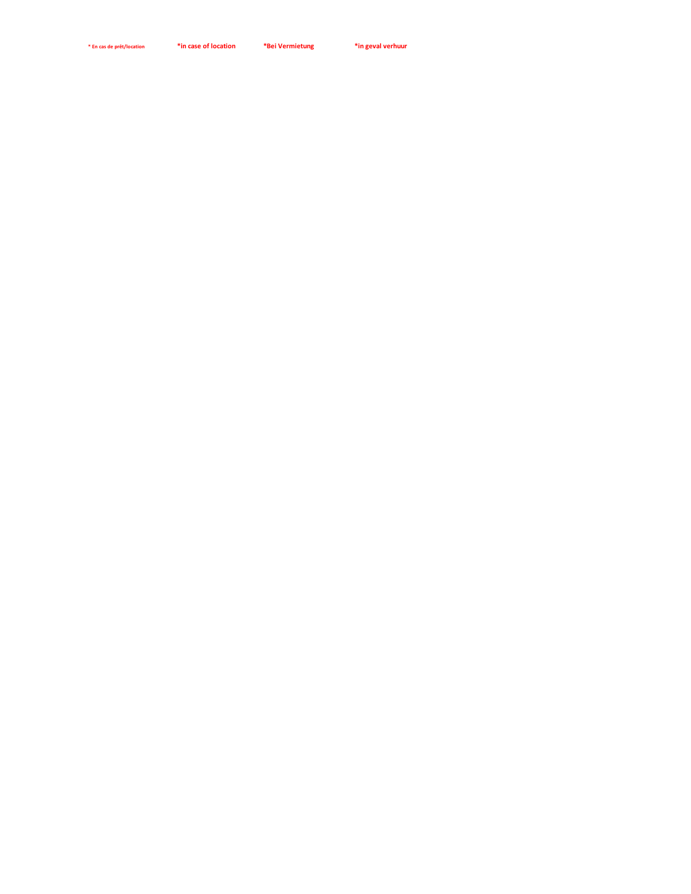* En cas de prêt/location *in case of location *Bei Vermietung *in geval verhuur